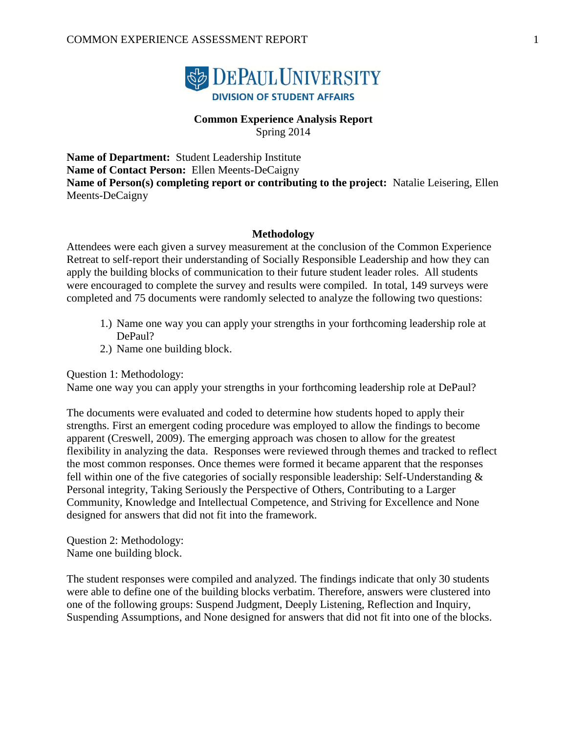DePaul University

Division of Student Affairs

**Common Experience Analysis Report**

Spring 2014

**Name of Department:** Student Leadership Institute
**Name of Contact Person:** Ellen Meents-DeCaigny
**Name of Person(s) completing report or contributing to the project:** Natalie Leisering, Ellen Meents-DeCaigny

## Methodology

Attendees were each given a survey measurement at the conclusion of the Common Experience Retreat to self-report their understanding of Socially Responsible Leadership and how they can apply the building blocks of communication to their future student leader roles. All students were encouraged to complete the survey and results were compiled. In total, 149 surveys were completed and 75 documents were randomly selected to analyze the following two questions:

1.) Name one way you can apply your strengths in your forthcoming leadership role at DePaul?
2.) Name one building block.

Question 1: Methodology:
Name one way you can apply your strengths in your forthcoming leadership role at DePaul?

The documents were evaluated and coded to determine how students hoped to apply their strengths. First an emergent coding procedure was employed to allow the findings to become apparent (Creswell, 2009). The emerging approach was chosen to allow for the greatest flexibility in analyzing the data. Responses were reviewed through themes and tracked to reflect the most common responses. Once themes were formed it became apparent that the responses fell within one of the five categories of socially responsible leadership: Self-Understanding & Personal integrity, Taking Seriously the Perspective of Others, Contributing to a Larger Community, Knowledge and Intellectual Competence, and Striving for Excellence and None designed for answers that did not fit into the framework.

Question 2: Methodology:
Name one building block.

The student responses were compiled and analyzed. The findings indicate that only 30 students were able to define one of the building blocks verbatim. Therefore, answers were clustered into one of the following groups: Suspend Judgment, Deeply Listening, Reflection and Inquiry, Suspending Assumptions, and None designed for answers that did not fit into one of the blocks.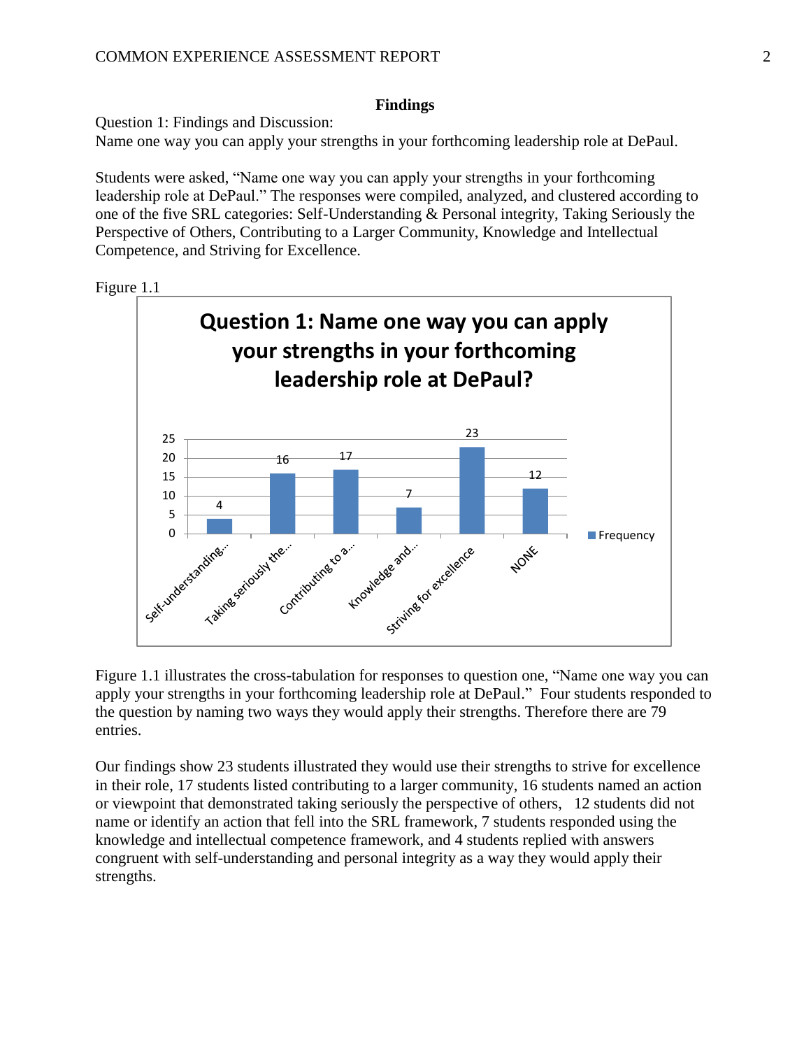## Findings

Question 1: Findings and Discussion:
Name one way you can apply your strengths in your forthcoming leadership role at DePaul.

Students were asked, "Name one way you can apply your strengths in your forthcoming leadership role at DePaul." The responses were compiled, analyzed, and clustered according to one of the five SRL categories: Self-Understanding & Personal integrity, Taking Seriously the Perspective of Others, Contributing to a Larger Community, Knowledge and Intellectual Competence, and Striving for Excellence.

Figure 1.1

**Question 1: Name one way you can apply your strengths in your forthcoming leadership role at DePaul?**

| Category | Frequency |
|---|---|
| Self-understanding... | 4 |
| Taking seriously the... | 16 |
| Contributing to a... | 17 |
| Knowledge and... | 7 |
| Striving for excellence | 23 |
| NONE | 12 |

Figure 1.1 illustrates the cross-tabulation for responses to question one, "Name one way you can apply your strengths in your forthcoming leadership role at DePaul." Four students responded to the question by naming two ways they would apply their strengths. Therefore there are 79 entries.

Our findings show 23 students illustrated they would use their strengths to strive for excellence in their role, 17 students listed contributing to a larger community, 16 students named an action or viewpoint that demonstrated taking seriously the perspective of others, 12 students did not name or identify an action that fell into the SRL framework, 7 students responded using the knowledge and intellectual competence framework, and 4 students replied with answers congruent with self-understanding and personal integrity as a way they would apply their strengths.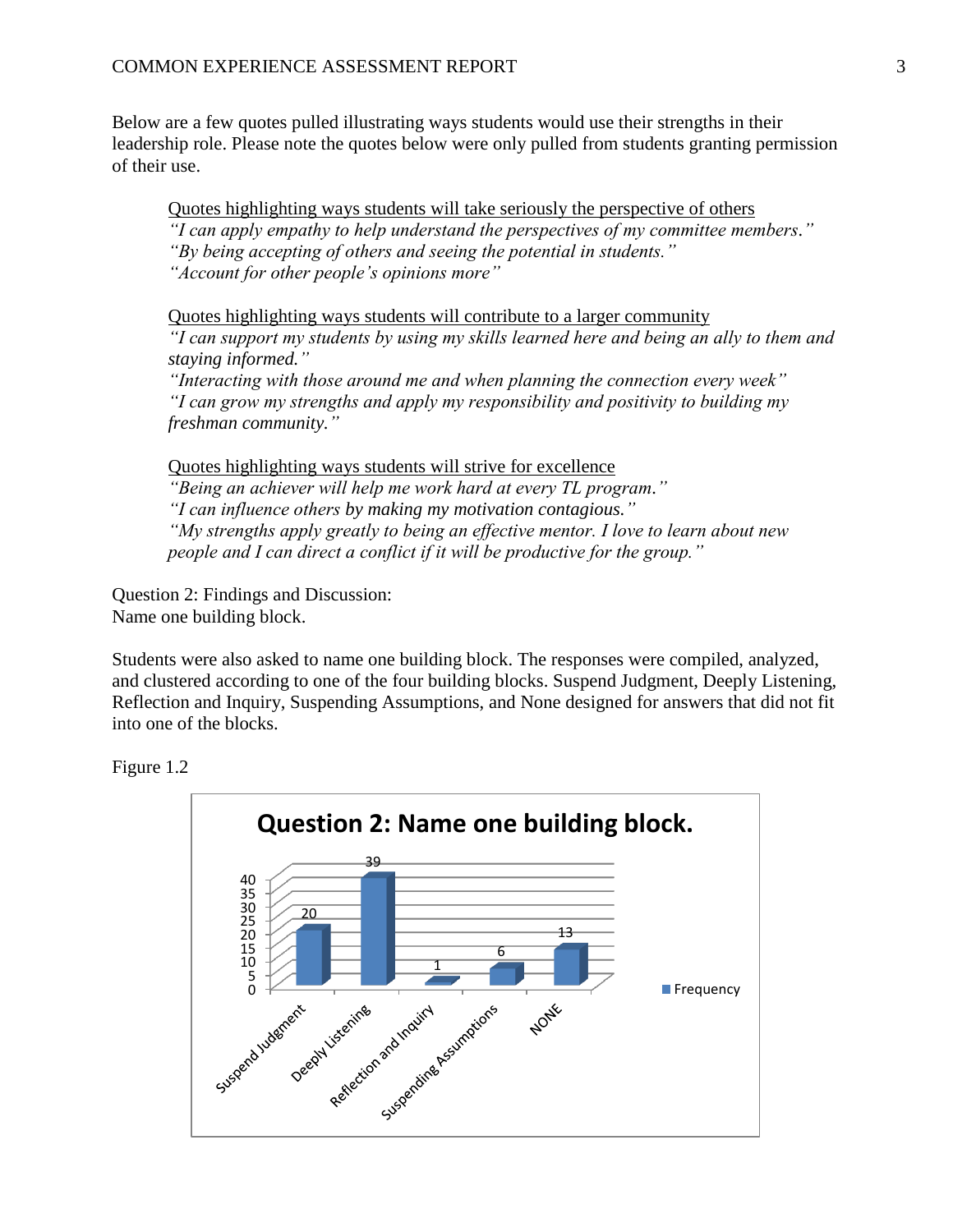Below are a few quotes pulled illustrating ways students would use their strengths in their leadership role. Please note the quotes below were only pulled from students granting permission of their use.

> <u>Quotes highlighting ways students will take seriously the perspective of others</u>
> *"I can apply empathy to help understand the perspectives of my committee members."*
> *"By being accepting of others and seeing the potential in students."*
> *"Account for other people's opinions more"*
>
> <u>Quotes highlighting ways students will contribute to a larger community</u>
> *"I can support my students by using my skills learned here and being an ally to them and staying informed."*
> *"Interacting with those around me and when planning the connection every week"*
> *"I can grow my strengths and apply my responsibility and positivity to building my freshman community."*
>
> <u>Quotes highlighting ways students will strive for excellence</u>
> *"Being an achiever will help me work hard at every TL program."*
> *"I can influence others by making my motivation contagious."*
> *"My strengths apply greatly to being an effective mentor. I love to learn about new people and I can direct a conflict if it will be productive for the group."*

Question 2: Findings and Discussion:
Name one building block.

Students were also asked to name one building block. The responses were compiled, analyzed, and clustered according to one of the four building blocks. Suspend Judgment, Deeply Listening, Reflection and Inquiry, Suspending Assumptions, and None designed for answers that did not fit into one of the blocks.

Figure 1.2

**Question 2: Name one building block.**

| Building Block | Frequency |
|---|---|
| Suspend Judgment | 20 |
| Deeply Listening | 39 |
| Reflection and Inquiry | 1 |
| Suspending Assumptions | 6 |
| NONE | 13 |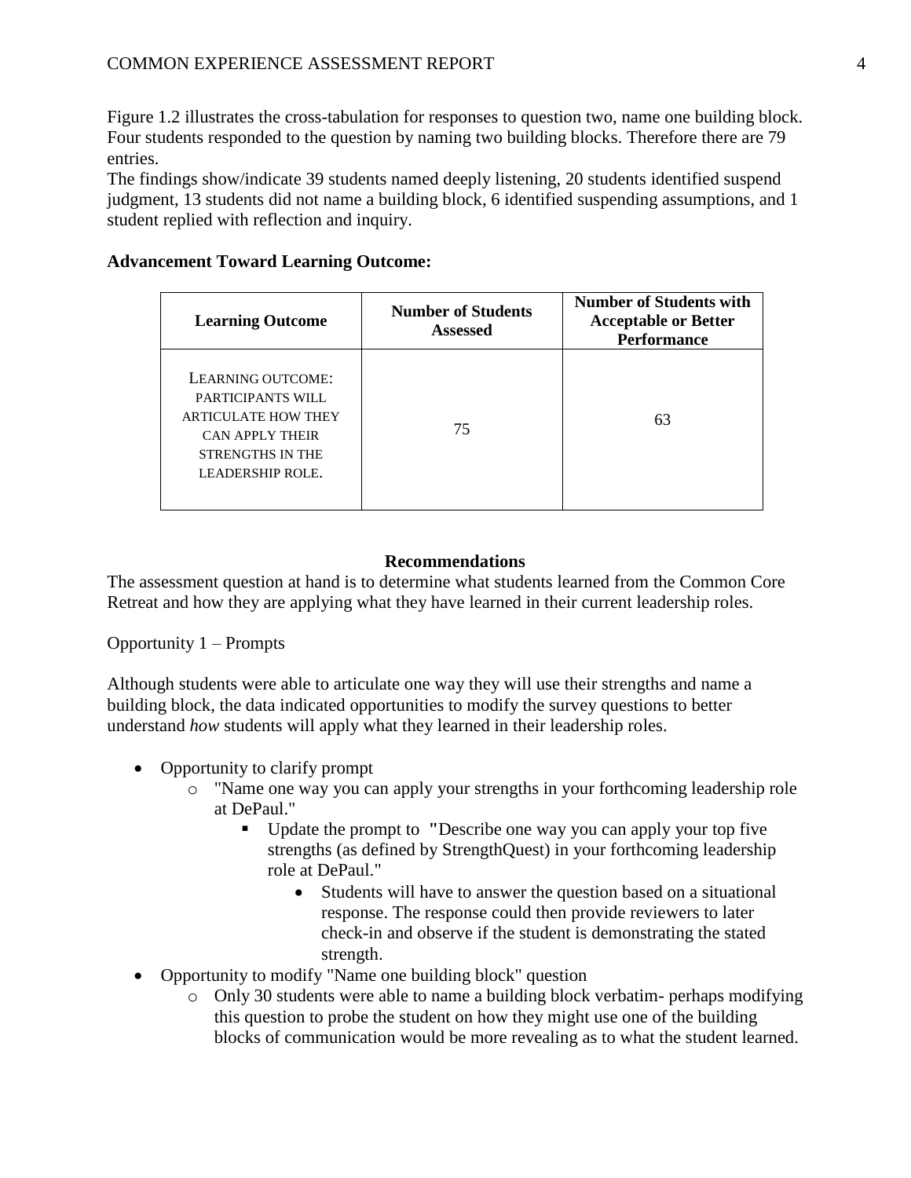Figure 1.2 illustrates the cross-tabulation for responses to question two, name one building block. Four students responded to the question by naming two building blocks. Therefore there are 79 entries.

The findings show/indicate 39 students named deeply listening, 20 students identified suspend judgment, 13 students did not name a building block, 6 identified suspending assumptions, and 1 student replied with reflection and inquiry.

**Advancement Toward Learning Outcome:**

| Learning Outcome | Number of Students Assessed | Number of Students with Acceptable or Better Performance |
|---|---|---|
| LEARNING OUTCOME: PARTICIPANTS WILL ARTICULATE HOW THEY CAN APPLY THEIR STRENGTHS IN THE LEADERSHIP ROLE. | 75 | 63 |

## Recommendations

The assessment question at hand is to determine what students learned from the Common Core Retreat and how they are applying what they have learned in their current leadership roles.

Opportunity 1 – Prompts

Although students were able to articulate one way they will use their strengths and name a building block, the data indicated opportunities to modify the survey questions to better understand *how* students will apply what they learned in their leadership roles.

- Opportunity to clarify prompt
  - "Name one way you can apply your strengths in your forthcoming leadership role at DePaul."
    - Update the prompt to "Describe one way you can apply your top five strengths (as defined by StrengthQuest) in your forthcoming leadership role at DePaul."
      - Students will have to answer the question based on a situational response. The response could then provide reviewers to later check-in and observe if the student is demonstrating the stated strength.
- Opportunity to modify "Name one building block" question
  - Only 30 students were able to name a building block verbatim- perhaps modifying this question to probe the student on how they might use one of the building blocks of communication would be more revealing as to what the student learned.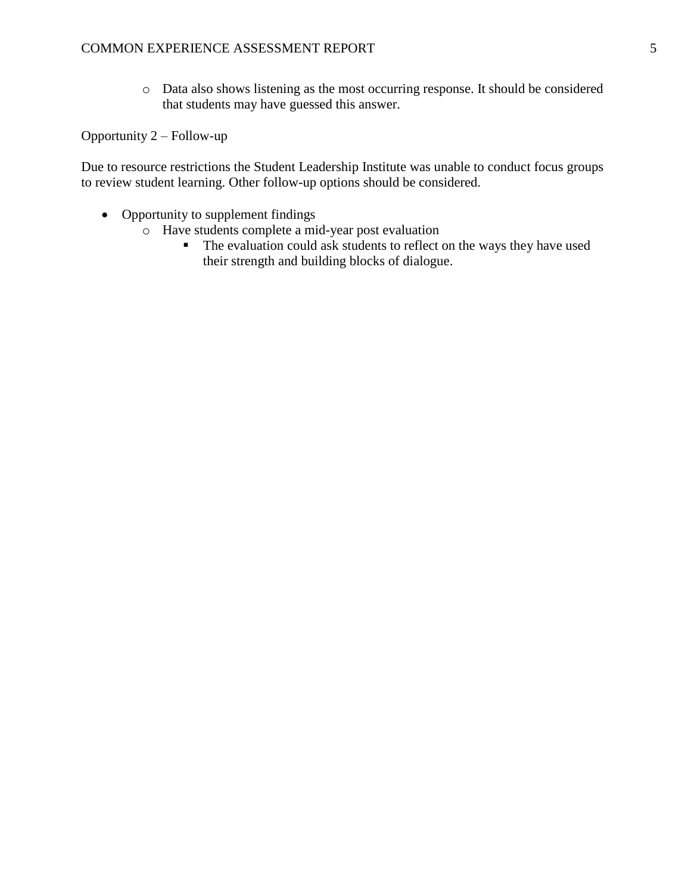- Data also shows listening as the most occurring response. It should be considered that students may have guessed this answer.

Opportunity 2 – Follow-up

Due to resource restrictions the Student Leadership Institute was unable to conduct focus groups to review student learning. Other follow-up options should be considered.

- Opportunity to supplement findings
  - Have students complete a mid-year post evaluation
    - The evaluation could ask students to reflect on the ways they have used their strength and building blocks of dialogue.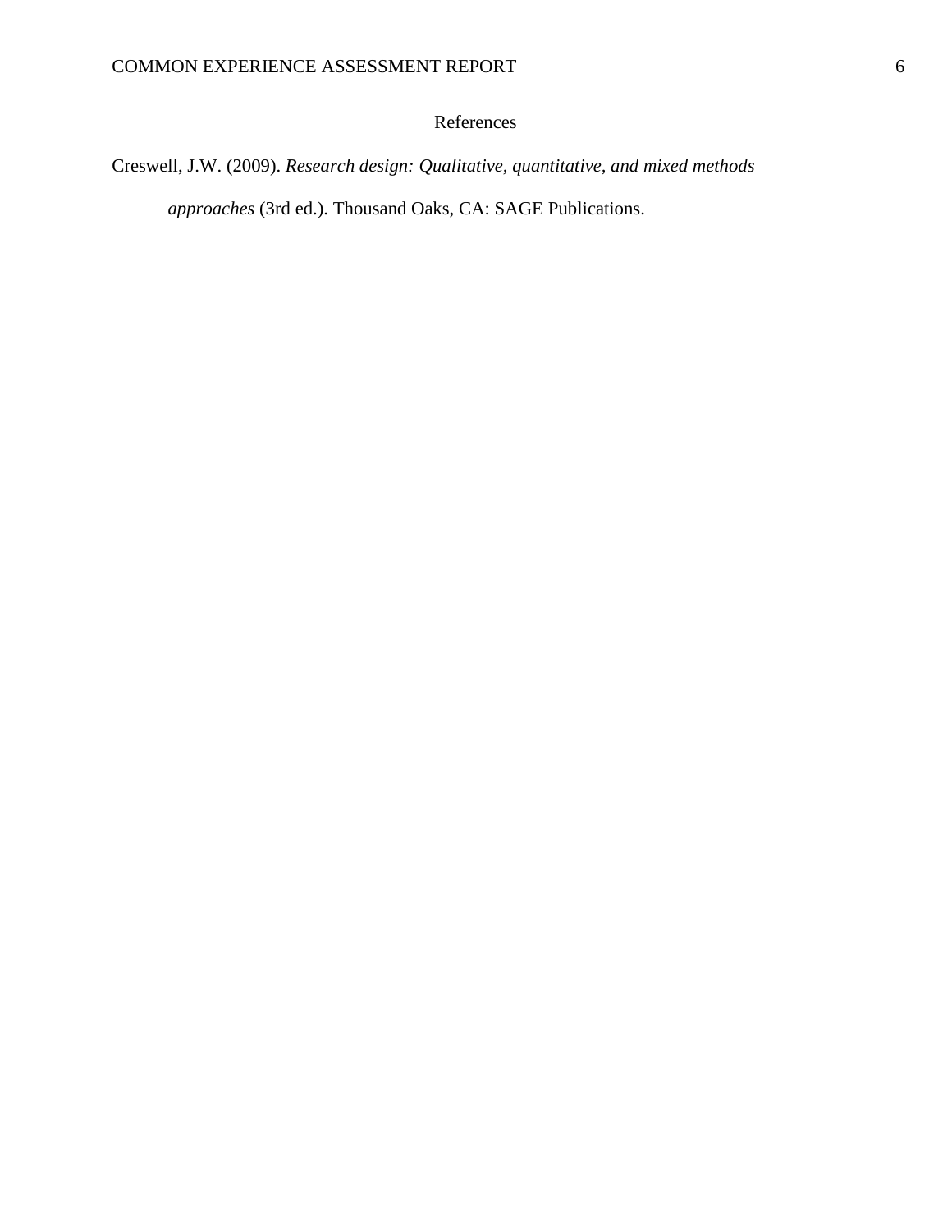# References

Creswell, J.W. (2009). *Research design: Qualitative, quantitative, and mixed methods approaches* (3rd ed.). Thousand Oaks, CA: SAGE Publications.